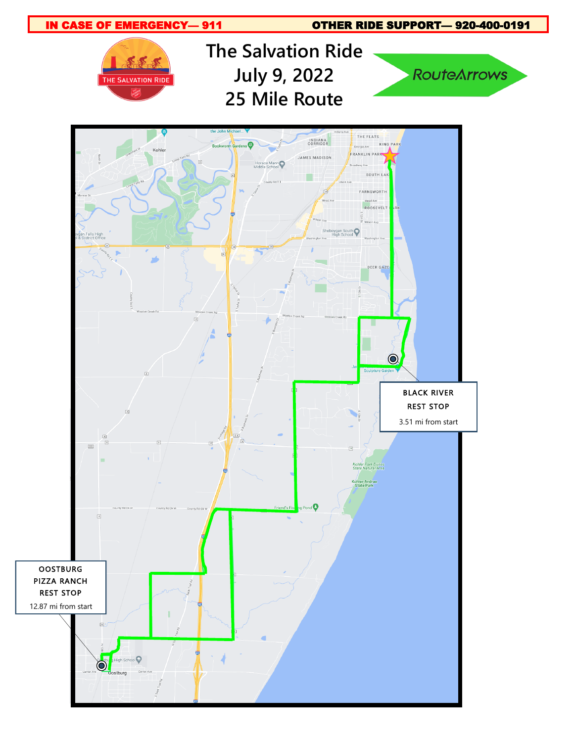**IN CASE OF EMERGENCY— 911** **OTHER RIDE SUPPORT— 920-400-0191**

# The Salvation Ride
# July 9, 2022
# 25 Mile Route

RouteArrows

BLACK RIVER
REST STOP
3.51 mi from start

OOSTBURG
PIZZA RANCH
REST STOP
12.87 mi from start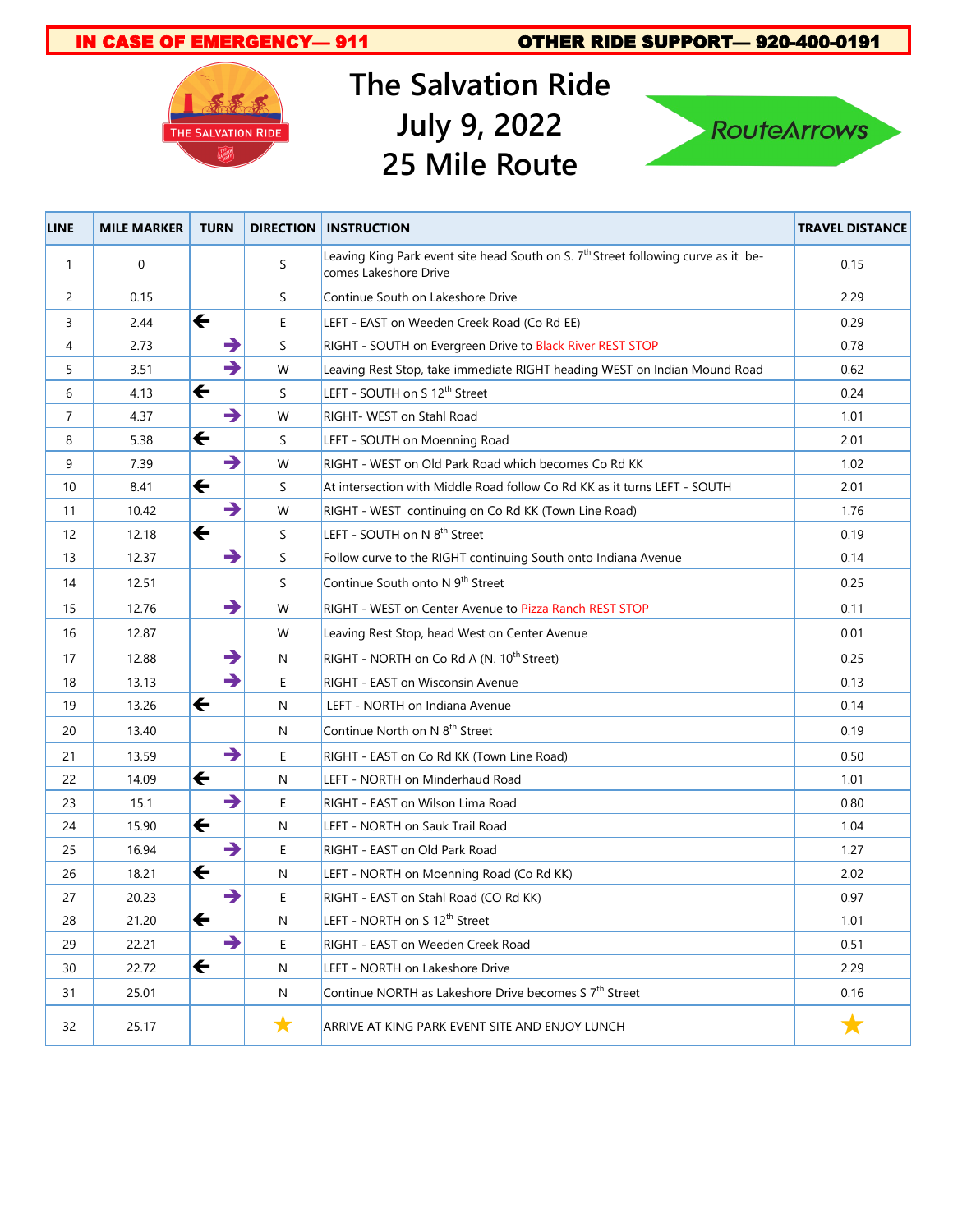**IN CASE OF EMERGENCY— 911** **OTHER RIDE SUPPORT— 920-400-0191**

# The Salvation Ride
# July 9, 2022
# 25 Mile Route

RouteArrows

| LINE | MILE MARKER | TURN | DIRECTION | INSTRUCTION | TRAVEL DISTANCE |
|---|---|---|---|---|---|
| 1 | 0 | | S | Leaving King Park event site head South on S. 7th Street following curve as it becomes Lakeshore Drive | 0.15 |
| 2 | 0.15 | | S | Continue South on Lakeshore Drive | 2.29 |
| 3 | 2.44 | ← | E | LEFT - EAST on Weeden Creek Road (Co Rd EE) | 0.29 |
| 4 | 2.73 | → | S | RIGHT - SOUTH on Evergreen Drive to Black River REST STOP | 0.78 |
| 5 | 3.51 | → | W | Leaving Rest Stop, take immediate RIGHT heading WEST on Indian Mound Road | 0.62 |
| 6 | 4.13 | ← | S | LEFT - SOUTH on S 12th Street | 0.24 |
| 7 | 4.37 | → | W | RIGHT- WEST on Stahl Road | 1.01 |
| 8 | 5.38 | ← | S | LEFT - SOUTH on Moenning Road | 2.01 |
| 9 | 7.39 | → | W | RIGHT - WEST on Old Park Road which becomes Co Rd KK | 1.02 |
| 10 | 8.41 | ← | S | At intersection with Middle Road follow Co Rd KK as it turns LEFT - SOUTH | 2.01 |
| 11 | 10.42 | → | W | RIGHT - WEST continuing on Co Rd KK (Town Line Road) | 1.76 |
| 12 | 12.18 | ← | S | LEFT - SOUTH on N 8th Street | 0.19 |
| 13 | 12.37 | → | S | Follow curve to the RIGHT continuing South onto Indiana Avenue | 0.14 |
| 14 | 12.51 | | S | Continue South onto N 9th Street | 0.25 |
| 15 | 12.76 | → | W | RIGHT - WEST on Center Avenue to Pizza Ranch REST STOP | 0.11 |
| 16 | 12.87 | | W | Leaving Rest Stop, head West on Center Avenue | 0.01 |
| 17 | 12.88 | → | N | RIGHT - NORTH on Co Rd A (N. 10th Street) | 0.25 |
| 18 | 13.13 | → | E | RIGHT - EAST on Wisconsin Avenue | 0.13 |
| 19 | 13.26 | ← | N | LEFT - NORTH on Indiana Avenue | 0.14 |
| 20 | 13.40 | | N | Continue North on N 8th Street | 0.19 |
| 21 | 13.59 | → | E | RIGHT - EAST on Co Rd KK (Town Line Road) | 0.50 |
| 22 | 14.09 | ← | N | LEFT - NORTH on Minderhaud Road | 1.01 |
| 23 | 15.1 | → | E | RIGHT - EAST on Wilson Lima Road | 0.80 |
| 24 | 15.90 | ← | N | LEFT - NORTH on Sauk Trail Road | 1.04 |
| 25 | 16.94 | → | E | RIGHT - EAST on Old Park Road | 1.27 |
| 26 | 18.21 | ← | N | LEFT - NORTH on Moenning Road (Co Rd KK) | 2.02 |
| 27 | 20.23 | → | E | RIGHT - EAST on Stahl Road (CO Rd KK) | 0.97 |
| 28 | 21.20 | ← | N | LEFT - NORTH on S 12th Street | 1.01 |
| 29 | 22.21 | → | E | RIGHT - EAST on Weeden Creek Road | 0.51 |
| 30 | 22.72 | ← | N | LEFT - NORTH on Lakeshore Drive | 2.29 |
| 31 | 25.01 | | N | Continue NORTH as Lakeshore Drive becomes S 7th Street | 0.16 |
| 32 | 25.17 | | ★ | ARRIVE AT KING PARK EVENT SITE AND ENJOY LUNCH | ★ |